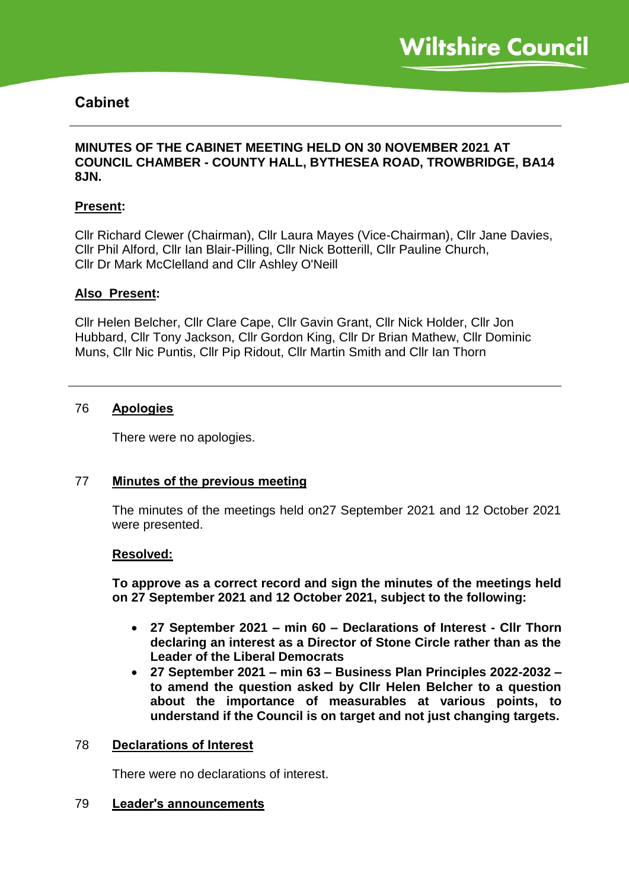# Cabinet

**MINUTES OF THE CABINET MEETING HELD ON 30 NOVEMBER 2021 AT COUNCIL CHAMBER - COUNTY HALL, BYTHESEA ROAD, TROWBRIDGE, BA14 8JN.**

**Present:**

Cllr Richard Clewer (Chairman), Cllr Laura Mayes (Vice-Chairman), Cllr Jane Davies, Cllr Phil Alford, Cllr Ian Blair-Pilling, Cllr Nick Botterill, Cllr Pauline Church, Cllr Dr Mark McClelland and Cllr Ashley O'Neill

**Also Present:**

Cllr Helen Belcher, Cllr Clare Cape, Cllr Gavin Grant, Cllr Nick Holder, Cllr Jon Hubbard, Cllr Tony Jackson, Cllr Gordon King, Cllr Dr Brian Mathew, Cllr Dominic Muns, Cllr Nic Puntis, Cllr Pip Ridout, Cllr Martin Smith and Cllr Ian Thorn

---

## 76 Apologies

There were no apologies.

## 77 Minutes of the previous meeting

The minutes of the meetings held on27 September 2021 and 12 October 2021 were presented.

**Resolved:**

**To approve as a correct record and sign the minutes of the meetings held on 27 September 2021 and 12 October 2021, subject to the following:**

- **27 September 2021 – min 60 – Declarations of Interest - Cllr Thorn declaring an interest as a Director of Stone Circle rather than as the Leader of the Liberal Democrats**
- **27 September 2021 – min 63 – Business Plan Principles 2022-2032 – to amend the question asked by Cllr Helen Belcher to a question about the importance of measurables at various points, to understand if the Council is on target and not just changing targets.**

## 78 Declarations of Interest

There were no declarations of interest.

## 79 Leader's announcements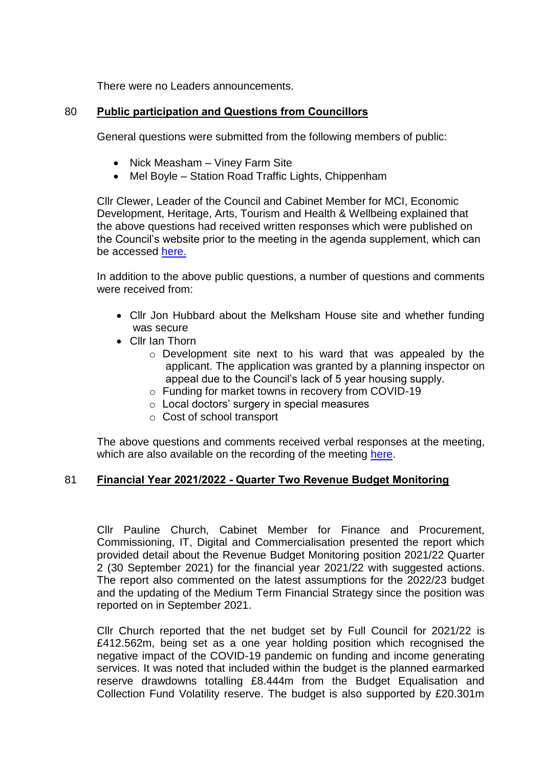There were no Leaders announcements.

## 80 Public participation and Questions from Councillors

General questions were submitted from the following members of public:

- Nick Measham – Viney Farm Site
- Mel Boyle – Station Road Traffic Lights, Chippenham

Cllr Clewer, Leader of the Council and Cabinet Member for MCI, Economic Development, Heritage, Arts, Tourism and Health & Wellbeing explained that the above questions had received written responses which were published on the Council's website prior to the meeting in the agenda supplement, which can be accessed here.

In addition to the above public questions, a number of questions and comments were received from:

- Cllr Jon Hubbard about the Melksham House site and whether funding was secure
- Cllr Ian Thorn
  - Development site next to his ward that was appealed by the applicant. The application was granted by a planning inspector on appeal due to the Council's lack of 5 year housing supply.
  - Funding for market towns in recovery from COVID-19
  - Local doctors' surgery in special measures
  - Cost of school transport

The above questions and comments received verbal responses at the meeting, which are also available on the recording of the meeting here.

## 81 Financial Year 2021/2022 - Quarter Two Revenue Budget Monitoring

Cllr Pauline Church, Cabinet Member for Finance and Procurement, Commissioning, IT, Digital and Commercialisation presented the report which provided detail about the Revenue Budget Monitoring position 2021/22 Quarter 2 (30 September 2021) for the financial year 2021/22 with suggested actions. The report also commented on the latest assumptions for the 2022/23 budget and the updating of the Medium Term Financial Strategy since the position was reported on in September 2021.

Cllr Church reported that the net budget set by Full Council for 2021/22 is £412.562m, being set as a one year holding position which recognised the negative impact of the COVID-19 pandemic on funding and income generating services. It was noted that included within the budget is the planned earmarked reserve drawdowns totalling £8.444m from the Budget Equalisation and Collection Fund Volatility reserve. The budget is also supported by £20.301m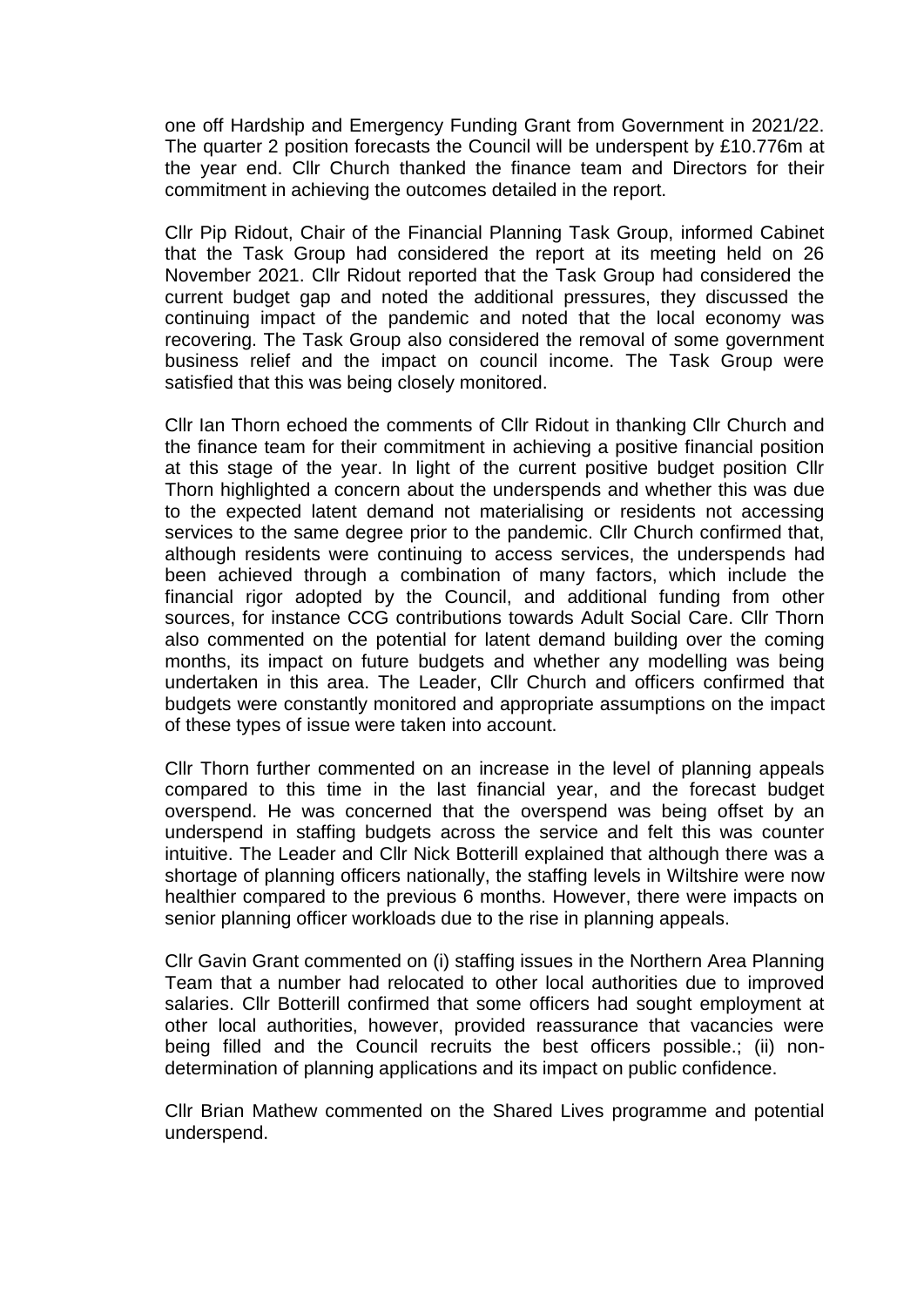one off Hardship and Emergency Funding Grant from Government in 2021/22. The quarter 2 position forecasts the Council will be underspent by £10.776m at the year end. Cllr Church thanked the finance team and Directors for their commitment in achieving the outcomes detailed in the report.

Cllr Pip Ridout, Chair of the Financial Planning Task Group, informed Cabinet that the Task Group had considered the report at its meeting held on 26 November 2021. Cllr Ridout reported that the Task Group had considered the current budget gap and noted the additional pressures, they discussed the continuing impact of the pandemic and noted that the local economy was recovering. The Task Group also considered the removal of some government business relief and the impact on council income. The Task Group were satisfied that this was being closely monitored.

Cllr Ian Thorn echoed the comments of Cllr Ridout in thanking Cllr Church and the finance team for their commitment in achieving a positive financial position at this stage of the year. In light of the current positive budget position Cllr Thorn highlighted a concern about the underspends and whether this was due to the expected latent demand not materialising or residents not accessing services to the same degree prior to the pandemic. Cllr Church confirmed that, although residents were continuing to access services, the underspends had been achieved through a combination of many factors, which include the financial rigor adopted by the Council, and additional funding from other sources, for instance CCG contributions towards Adult Social Care. Cllr Thorn also commented on the potential for latent demand building over the coming months, its impact on future budgets and whether any modelling was being undertaken in this area. The Leader, Cllr Church and officers confirmed that budgets were constantly monitored and appropriate assumptions on the impact of these types of issue were taken into account.

Cllr Thorn further commented on an increase in the level of planning appeals compared to this time in the last financial year, and the forecast budget overspend. He was concerned that the overspend was being offset by an underspend in staffing budgets across the service and felt this was counter intuitive. The Leader and Cllr Nick Botterill explained that although there was a shortage of planning officers nationally, the staffing levels in Wiltshire were now healthier compared to the previous 6 months. However, there were impacts on senior planning officer workloads due to the rise in planning appeals.

Cllr Gavin Grant commented on (i) staffing issues in the Northern Area Planning Team that a number had relocated to other local authorities due to improved salaries. Cllr Botterill confirmed that some officers had sought employment at other local authorities, however, provided reassurance that vacancies were being filled and the Council recruits the best officers possible.; (ii) non-determination of planning applications and its impact on public confidence.

Cllr Brian Mathew commented on the Shared Lives programme and potential underspend.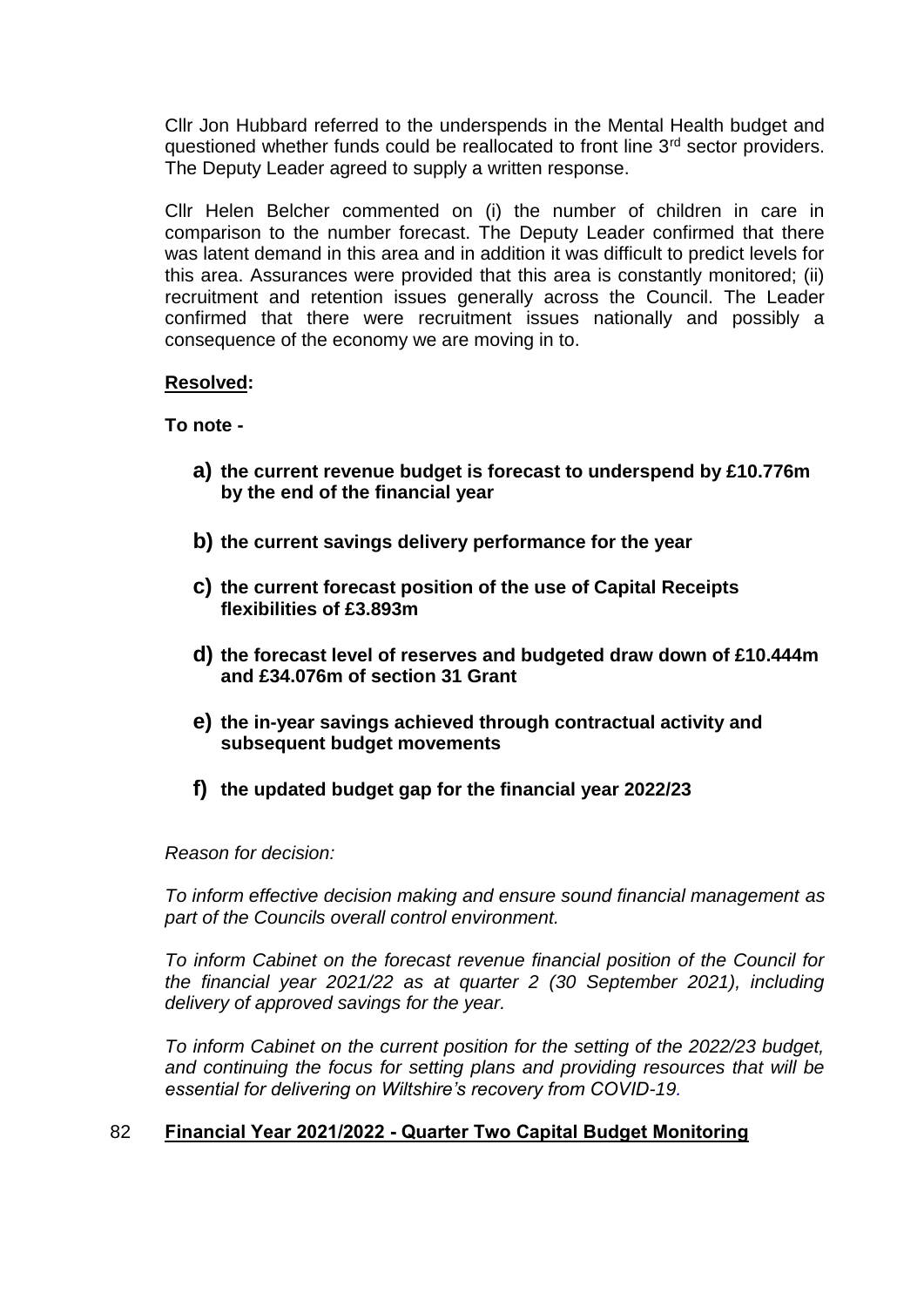Cllr Jon Hubbard referred to the underspends in the Mental Health budget and questioned whether funds could be reallocated to front line 3rd sector providers. The Deputy Leader agreed to supply a written response.

Cllr Helen Belcher commented on (i) the number of children in care in comparison to the number forecast. The Deputy Leader confirmed that there was latent demand in this area and in addition it was difficult to predict levels for this area. Assurances were provided that this area is constantly monitored; (ii) recruitment and retention issues generally across the Council. The Leader confirmed that there were recruitment issues nationally and possibly a consequence of the economy we are moving in to.

**Resolved:**

**To note -**

**a) the current revenue budget is forecast to underspend by £10.776m by the end of the financial year**

**b) the current savings delivery performance for the year**

**c) the current forecast position of the use of Capital Receipts flexibilities of £3.893m**

**d) the forecast level of reserves and budgeted draw down of £10.444m and £34.076m of section 31 Grant**

**e) the in-year savings achieved through contractual activity and subsequent budget movements**

**f) the updated budget gap for the financial year 2022/23**

*Reason for decision:*

*To inform effective decision making and ensure sound financial management as part of the Councils overall control environment.*

*To inform Cabinet on the forecast revenue financial position of the Council for the financial year 2021/22 as at quarter 2 (30 September 2021), including delivery of approved savings for the year.*

*To inform Cabinet on the current position for the setting of the 2022/23 budget, and continuing the focus for setting plans and providing resources that will be essential for delivering on Wiltshire's recovery from COVID-19.*

## 82 Financial Year 2021/2022 - Quarter Two Capital Budget Monitoring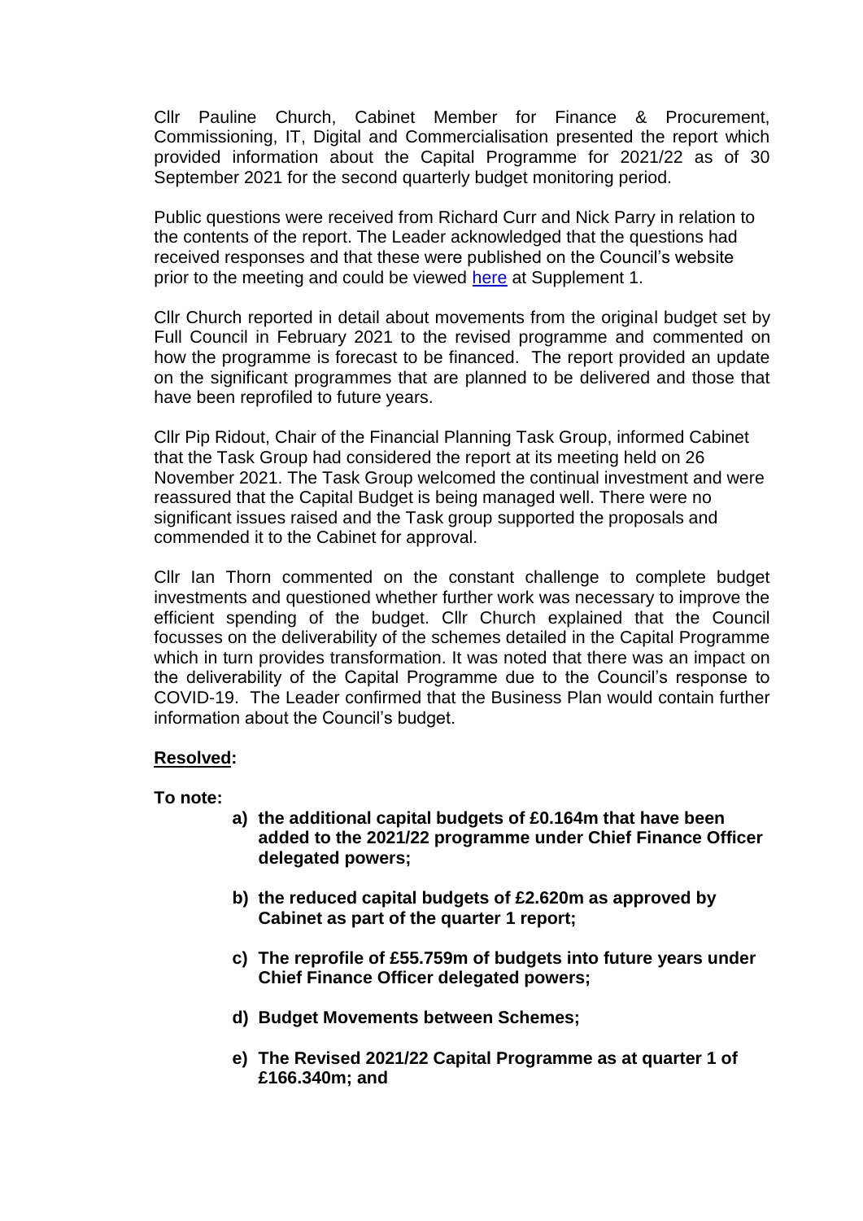Cllr Pauline Church, Cabinet Member for Finance & Procurement, Commissioning, IT, Digital and Commercialisation presented the report which provided information about the Capital Programme for 2021/22 as of 30 September 2021 for the second quarterly budget monitoring period.

Public questions were received from Richard Curr and Nick Parry in relation to the contents of the report. The Leader acknowledged that the questions had received responses and that these were published on the Council's website prior to the meeting and could be viewed here at Supplement 1.

Cllr Church reported in detail about movements from the original budget set by Full Council in February 2021 to the revised programme and commented on how the programme is forecast to be financed. The report provided an update on the significant programmes that are planned to be delivered and those that have been reprofiled to future years.

Cllr Pip Ridout, Chair of the Financial Planning Task Group, informed Cabinet that the Task Group had considered the report at its meeting held on 26 November 2021. The Task Group welcomed the continual investment and were reassured that the Capital Budget is being managed well. There were no significant issues raised and the Task group supported the proposals and commended it to the Cabinet for approval.

Cllr Ian Thorn commented on the constant challenge to complete budget investments and questioned whether further work was necessary to improve the efficient spending of the budget. Cllr Church explained that the Council focusses on the deliverability of the schemes detailed in the Capital Programme which in turn provides transformation. It was noted that there was an impact on the deliverability of the Capital Programme due to the Council's response to COVID-19. The Leader confirmed that the Business Plan would contain further information about the Council's budget.

**Resolved:**

**To note:**

a) **the additional capital budgets of £0.164m that have been added to the 2021/22 programme under Chief Finance Officer delegated powers;**

b) **the reduced capital budgets of £2.620m as approved by Cabinet as part of the quarter 1 report;**

c) **The reprofile of £55.759m of budgets into future years under Chief Finance Officer delegated powers;**

d) **Budget Movements between Schemes;**

e) **The Revised 2021/22 Capital Programme as at quarter 1 of £166.340m; and**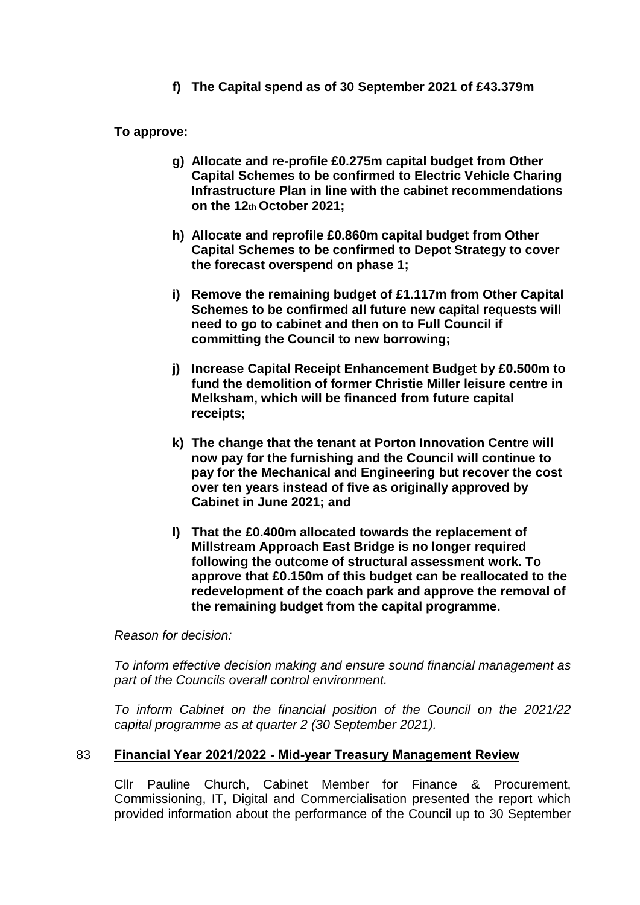**f) The Capital spend as of 30 September 2021 of £43.379m**

**To approve:**

**g) Allocate and re-profile £0.275m capital budget from Other Capital Schemes to be confirmed to Electric Vehicle Charing Infrastructure Plan in line with the cabinet recommendations on the 12th October 2021;**

**h) Allocate and reprofile £0.860m capital budget from Other Capital Schemes to be confirmed to Depot Strategy to cover the forecast overspend on phase 1;**

**i) Remove the remaining budget of £1.117m from Other Capital Schemes to be confirmed all future new capital requests will need to go to cabinet and then on to Full Council if committing the Council to new borrowing;**

**j) Increase Capital Receipt Enhancement Budget by £0.500m to fund the demolition of former Christie Miller leisure centre in Melksham, which will be financed from future capital receipts;**

**k) The change that the tenant at Porton Innovation Centre will now pay for the furnishing and the Council will continue to pay for the Mechanical and Engineering but recover the cost over ten years instead of five as originally approved by Cabinet in June 2021; and**

**l) That the £0.400m allocated towards the replacement of Millstream Approach East Bridge is no longer required following the outcome of structural assessment work. To approve that £0.150m of this budget can be reallocated to the redevelopment of the coach park and approve the removal of the remaining budget from the capital programme.**

*Reason for decision:*

*To inform effective decision making and ensure sound financial management as part of the Councils overall control environment.*

*To inform Cabinet on the financial position of the Council on the 2021/22 capital programme as at quarter 2 (30 September 2021).*

## 83 Financial Year 2021/2022 - Mid-year Treasury Management Review

Cllr Pauline Church, Cabinet Member for Finance & Procurement, Commissioning, IT, Digital and Commercialisation presented the report which provided information about the performance of the Council up to 30 September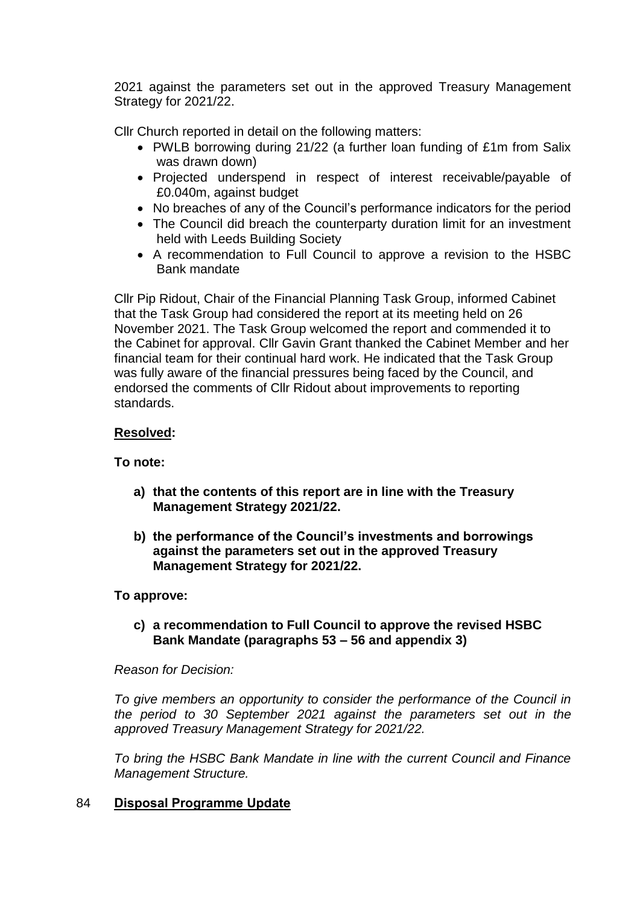2021 against the parameters set out in the approved Treasury Management Strategy for 2021/22.

Cllr Church reported in detail on the following matters:

- PWLB borrowing during 21/22 (a further loan funding of £1m from Salix was drawn down)
- Projected underspend in respect of interest receivable/payable of £0.040m, against budget
- No breaches of any of the Council's performance indicators for the period
- The Council did breach the counterparty duration limit for an investment held with Leeds Building Society
- A recommendation to Full Council to approve a revision to the HSBC Bank mandate

Cllr Pip Ridout, Chair of the Financial Planning Task Group, informed Cabinet that the Task Group had considered the report at its meeting held on 26 November 2021. The Task Group welcomed the report and commended it to the Cabinet for approval. Cllr Gavin Grant thanked the Cabinet Member and her financial team for their continual hard work. He indicated that the Task Group was fully aware of the financial pressures being faced by the Council, and endorsed the comments of Cllr Ridout about improvements to reporting standards.

**Resolved:**

**To note:**

**a) that the contents of this report are in line with the Treasury Management Strategy 2021/22.**

**b) the performance of the Council's investments and borrowings against the parameters set out in the approved Treasury Management Strategy for 2021/22.**

**To approve:**

**c) a recommendation to Full Council to approve the revised HSBC Bank Mandate (paragraphs 53 – 56 and appendix 3)**

*Reason for Decision:*

*To give members an opportunity to consider the performance of the Council in the period to 30 September 2021 against the parameters set out in the approved Treasury Management Strategy for 2021/22.*

*To bring the HSBC Bank Mandate in line with the current Council and Finance Management Structure.*

## 84 **Disposal Programme Update**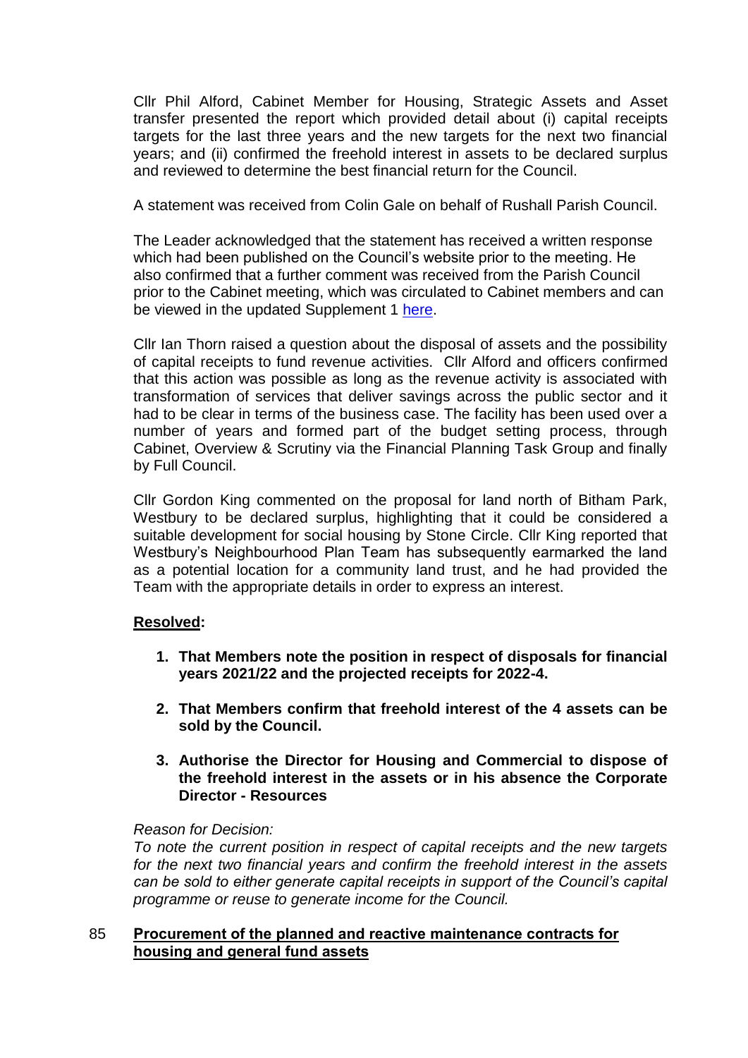Cllr Phil Alford, Cabinet Member for Housing, Strategic Assets and Asset transfer presented the report which provided detail about (i) capital receipts targets for the last three years and the new targets for the next two financial years; and (ii) confirmed the freehold interest in assets to be declared surplus and reviewed to determine the best financial return for the Council.

A statement was received from Colin Gale on behalf of Rushall Parish Council.

The Leader acknowledged that the statement has received a written response which had been published on the Council's website prior to the meeting. He also confirmed that a further comment was received from the Parish Council prior to the Cabinet meeting, which was circulated to Cabinet members and can be viewed in the updated Supplement 1 here.

Cllr Ian Thorn raised a question about the disposal of assets and the possibility of capital receipts to fund revenue activities. Cllr Alford and officers confirmed that this action was possible as long as the revenue activity is associated with transformation of services that deliver savings across the public sector and it had to be clear in terms of the business case. The facility has been used over a number of years and formed part of the budget setting process, through Cabinet, Overview & Scrutiny via the Financial Planning Task Group and finally by Full Council.

Cllr Gordon King commented on the proposal for land north of Bitham Park, Westbury to be declared surplus, highlighting that it could be considered a suitable development for social housing by Stone Circle. Cllr King reported that Westbury's Neighbourhood Plan Team has subsequently earmarked the land as a potential location for a community land trust, and he had provided the Team with the appropriate details in order to express an interest.

**Resolved:**

1. **That Members note the position in respect of disposals for financial years 2021/22 and the projected receipts for 2022-4.**
2. **That Members confirm that freehold interest of the 4 assets can be sold by the Council.**
3. **Authorise the Director for Housing and Commercial to dispose of the freehold interest in the assets or in his absence the Corporate Director - Resources**

*Reason for Decision:*
*To note the current position in respect of capital receipts and the new targets for the next two financial years and confirm the freehold interest in the assets can be sold to either generate capital receipts in support of the Council's capital programme or reuse to generate income for the Council.*

## 85 Procurement of the planned and reactive maintenance contracts for housing and general fund assets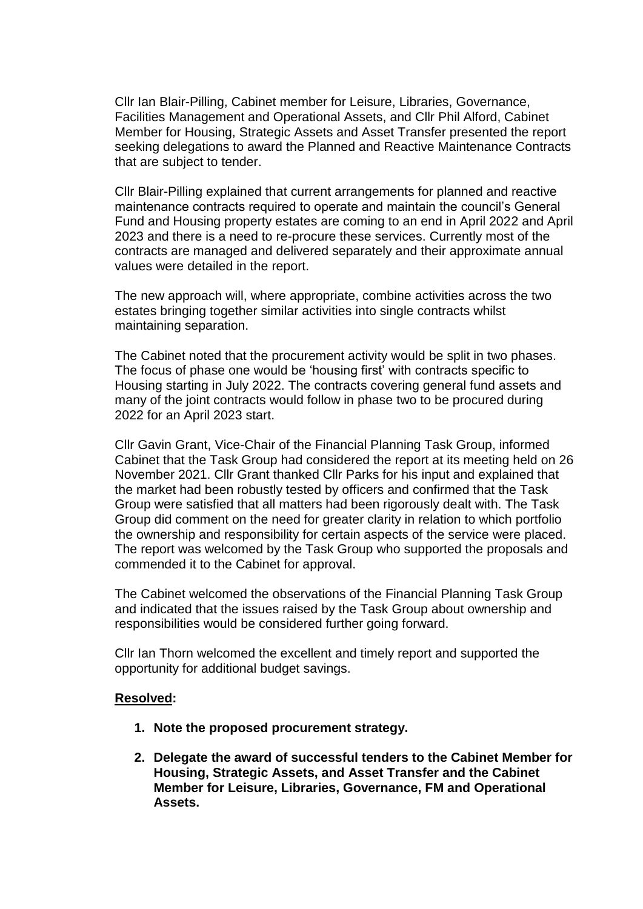Cllr Ian Blair-Pilling, Cabinet member for Leisure, Libraries, Governance, Facilities Management and Operational Assets, and Cllr Phil Alford, Cabinet Member for Housing, Strategic Assets and Asset Transfer presented the report seeking delegations to award the Planned and Reactive Maintenance Contracts that are subject to tender.

Cllr Blair-Pilling explained that current arrangements for planned and reactive maintenance contracts required to operate and maintain the council's General Fund and Housing property estates are coming to an end in April 2022 and April 2023 and there is a need to re-procure these services. Currently most of the contracts are managed and delivered separately and their approximate annual values were detailed in the report.

The new approach will, where appropriate, combine activities across the two estates bringing together similar activities into single contracts whilst maintaining separation.

The Cabinet noted that the procurement activity would be split in two phases. The focus of phase one would be 'housing first' with contracts specific to Housing starting in July 2022. The contracts covering general fund assets and many of the joint contracts would follow in phase two to be procured during 2022 for an April 2023 start.

Cllr Gavin Grant, Vice-Chair of the Financial Planning Task Group, informed Cabinet that the Task Group had considered the report at its meeting held on 26 November 2021. Cllr Grant thanked Cllr Parks for his input and explained that the market had been robustly tested by officers and confirmed that the Task Group were satisfied that all matters had been rigorously dealt with. The Task Group did comment on the need for greater clarity in relation to which portfolio the ownership and responsibility for certain aspects of the service were placed. The report was welcomed by the Task Group who supported the proposals and commended it to the Cabinet for approval.

The Cabinet welcomed the observations of the Financial Planning Task Group and indicated that the issues raised by the Task Group about ownership and responsibilities would be considered further going forward.

Cllr Ian Thorn welcomed the excellent and timely report and supported the opportunity for additional budget savings.

**Resolved:**

1. **Note the proposed procurement strategy.**
2. **Delegate the award of successful tenders to the Cabinet Member for Housing, Strategic Assets, and Asset Transfer and the Cabinet Member for Leisure, Libraries, Governance, FM and Operational Assets.**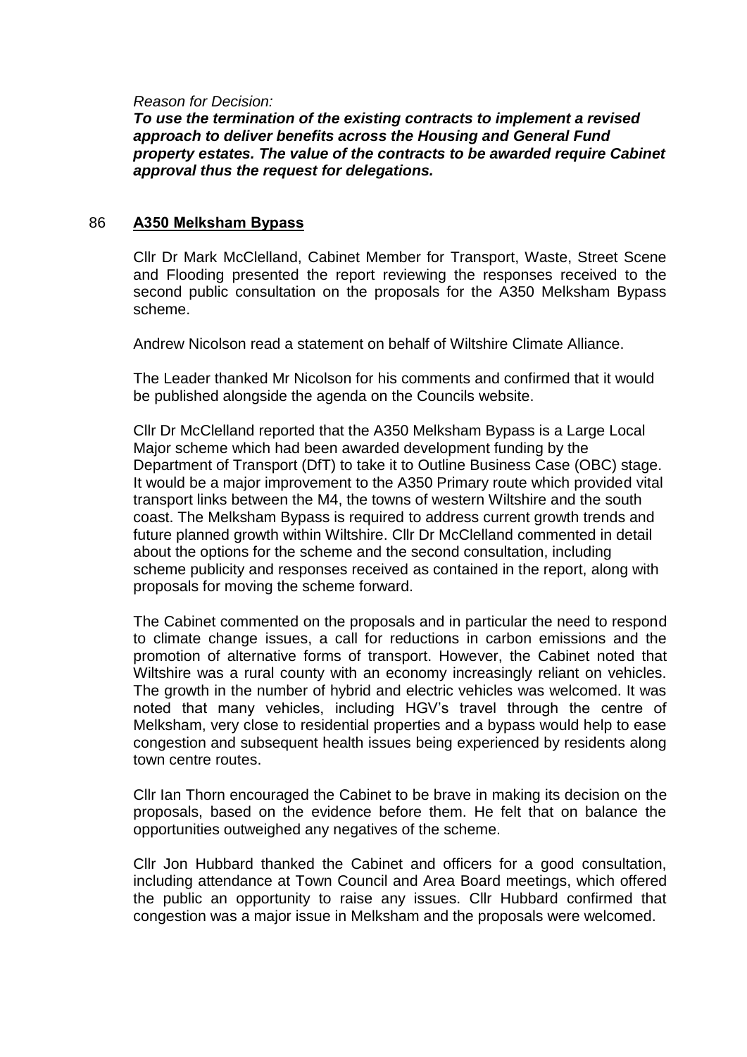*Reason for Decision:*

***To use the termination of the existing contracts to implement a revised approach to deliver benefits across the Housing and General Fund property estates. The value of the contracts to be awarded require Cabinet approval thus the request for delegations.***

## 86 A350 Melksham Bypass

Cllr Dr Mark McClelland, Cabinet Member for Transport, Waste, Street Scene and Flooding presented the report reviewing the responses received to the second public consultation on the proposals for the A350 Melksham Bypass scheme.

Andrew Nicolson read a statement on behalf of Wiltshire Climate Alliance.

The Leader thanked Mr Nicolson for his comments and confirmed that it would be published alongside the agenda on the Councils website.

Cllr Dr McClelland reported that the A350 Melksham Bypass is a Large Local Major scheme which had been awarded development funding by the Department of Transport (DfT) to take it to Outline Business Case (OBC) stage. It would be a major improvement to the A350 Primary route which provided vital transport links between the M4, the towns of western Wiltshire and the south coast. The Melksham Bypass is required to address current growth trends and future planned growth within Wiltshire. Cllr Dr McClelland commented in detail about the options for the scheme and the second consultation, including scheme publicity and responses received as contained in the report, along with proposals for moving the scheme forward.

The Cabinet commented on the proposals and in particular the need to respond to climate change issues, a call for reductions in carbon emissions and the promotion of alternative forms of transport. However, the Cabinet noted that Wiltshire was a rural county with an economy increasingly reliant on vehicles. The growth in the number of hybrid and electric vehicles was welcomed. It was noted that many vehicles, including HGV's travel through the centre of Melksham, very close to residential properties and a bypass would help to ease congestion and subsequent health issues being experienced by residents along town centre routes.

Cllr Ian Thorn encouraged the Cabinet to be brave in making its decision on the proposals, based on the evidence before them. He felt that on balance the opportunities outweighed any negatives of the scheme.

Cllr Jon Hubbard thanked the Cabinet and officers for a good consultation, including attendance at Town Council and Area Board meetings, which offered the public an opportunity to raise any issues. Cllr Hubbard confirmed that congestion was a major issue in Melksham and the proposals were welcomed.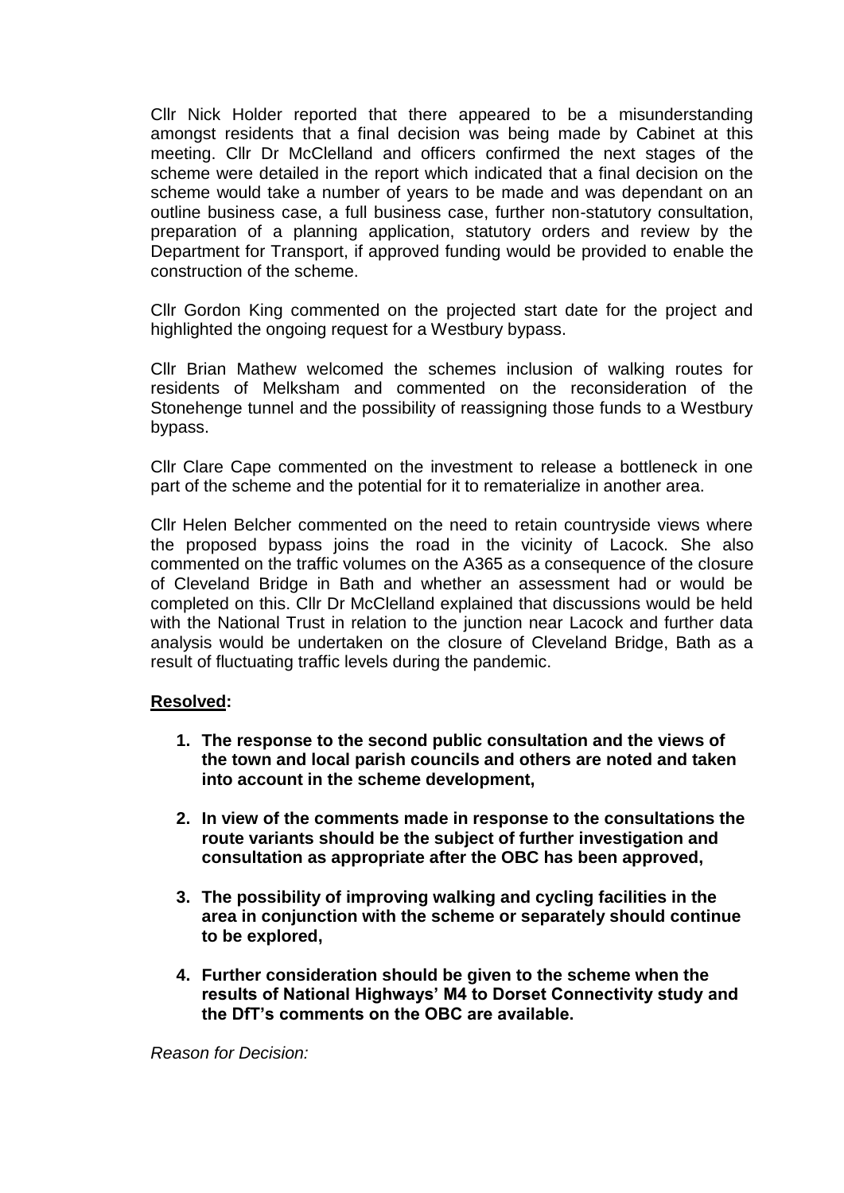Cllr Nick Holder reported that there appeared to be a misunderstanding amongst residents that a final decision was being made by Cabinet at this meeting. Cllr Dr McClelland and officers confirmed the next stages of the scheme were detailed in the report which indicated that a final decision on the scheme would take a number of years to be made and was dependant on an outline business case, a full business case, further non-statutory consultation, preparation of a planning application, statutory orders and review by the Department for Transport, if approved funding would be provided to enable the construction of the scheme.

Cllr Gordon King commented on the projected start date for the project and highlighted the ongoing request for a Westbury bypass.

Cllr Brian Mathew welcomed the schemes inclusion of walking routes for residents of Melksham and commented on the reconsideration of the Stonehenge tunnel and the possibility of reassigning those funds to a Westbury bypass.

Cllr Clare Cape commented on the investment to release a bottleneck in one part of the scheme and the potential for it to rematerialize in another area.

Cllr Helen Belcher commented on the need to retain countryside views where the proposed bypass joins the road in the vicinity of Lacock. She also commented on the traffic volumes on the A365 as a consequence of the closure of Cleveland Bridge in Bath and whether an assessment had or would be completed on this. Cllr Dr McClelland explained that discussions would be held with the National Trust in relation to the junction near Lacock and further data analysis would be undertaken on the closure of Cleveland Bridge, Bath as a result of fluctuating traffic levels during the pandemic.

**Resolved:**

1. **The response to the second public consultation and the views of the town and local parish councils and others are noted and taken into account in the scheme development,**
2. **In view of the comments made in response to the consultations the route variants should be the subject of further investigation and consultation as appropriate after the OBC has been approved,**
3. **The possibility of improving walking and cycling facilities in the area in conjunction with the scheme or separately should continue to be explored,**
4. **Further consideration should be given to the scheme when the results of National Highways' M4 to Dorset Connectivity study and the DfT's comments on the OBC are available.**

*Reason for Decision:*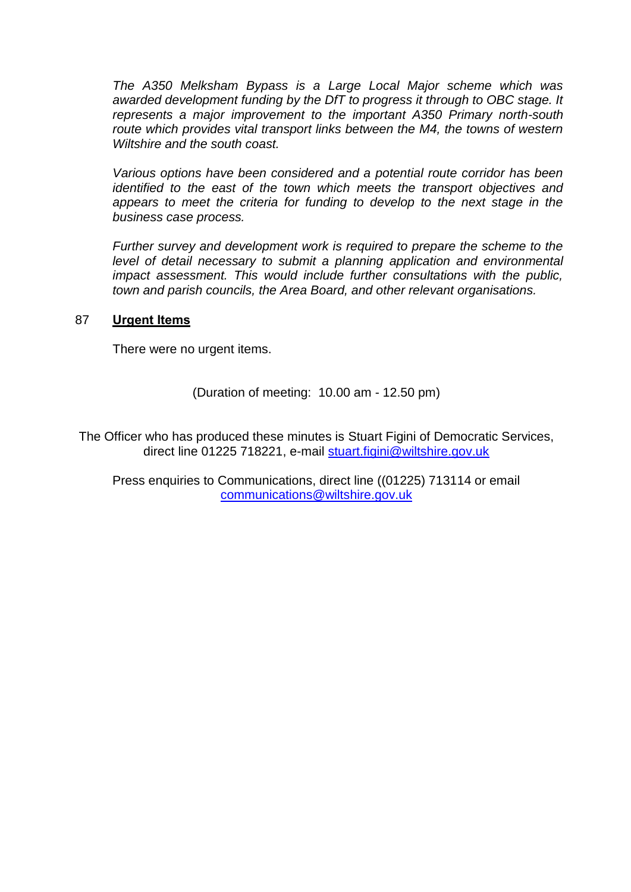*The A350 Melksham Bypass is a Large Local Major scheme which was awarded development funding by the DfT to progress it through to OBC stage. It represents a major improvement to the important A350 Primary north-south route which provides vital transport links between the M4, the towns of western Wiltshire and the south coast.*

*Various options have been considered and a potential route corridor has been identified to the east of the town which meets the transport objectives and appears to meet the criteria for funding to develop to the next stage in the business case process.*

*Further survey and development work is required to prepare the scheme to the level of detail necessary to submit a planning application and environmental impact assessment. This would include further consultations with the public, town and parish councils, the Area Board, and other relevant organisations.*

87 **Urgent Items**

There were no urgent items.

(Duration of meeting: 10.00 am - 12.50 pm)

The Officer who has produced these minutes is Stuart Figini of Democratic Services, direct line 01225 718221, e-mail stuart.figini@wiltshire.gov.uk

Press enquiries to Communications, direct line ((01225) 713114 or email communications@wiltshire.gov.uk